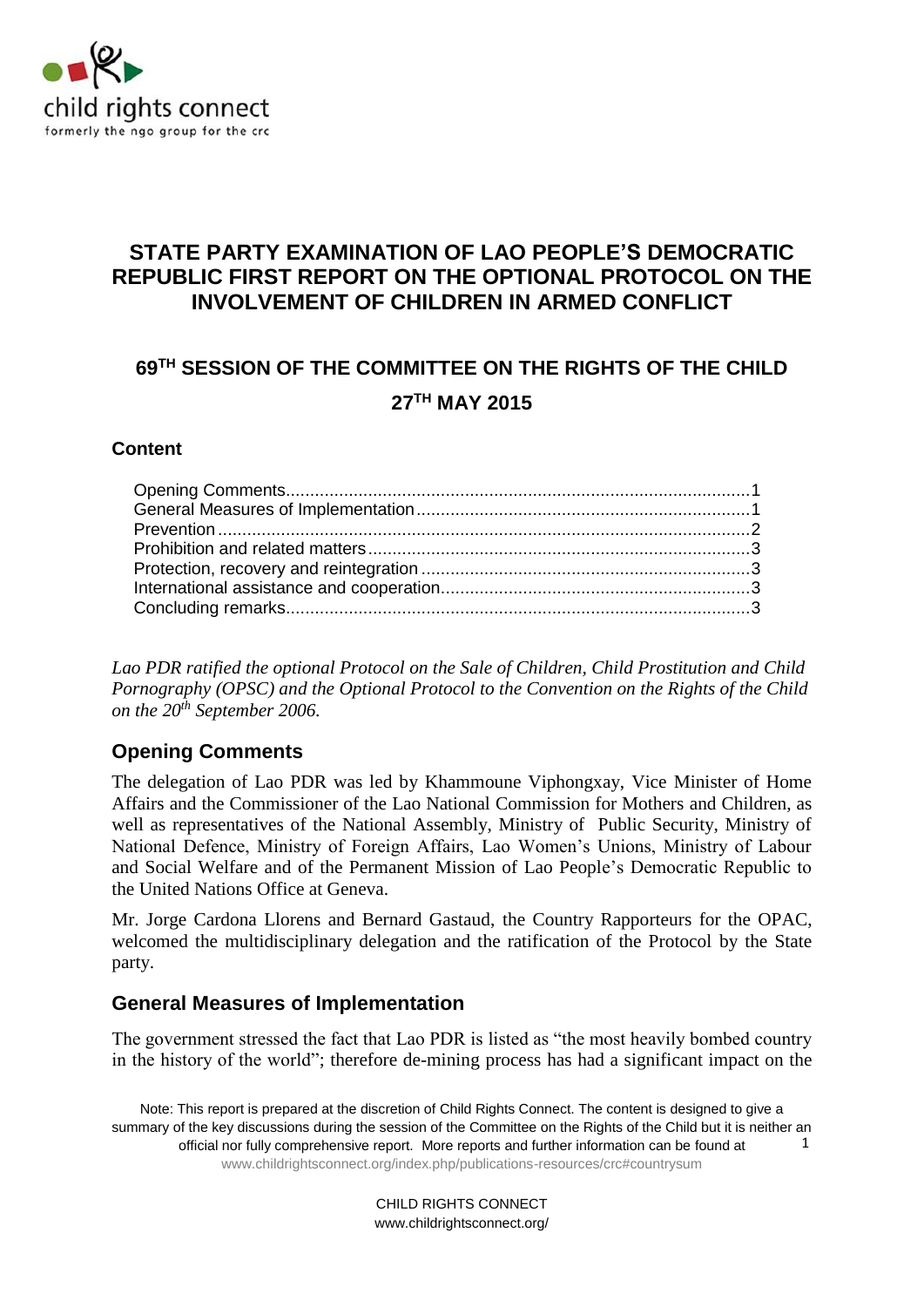child rights connect
formerly the ngo group for the crc

# STATE PARTY EXAMINATION OF LAO PEOPLE'S DEMOCRATIC REPUBLIC FIRST REPORT ON THE OPTIONAL PROTOCOL ON THE INVOLVEMENT OF CHILDREN IN ARMED CONFLICT

## 69TH SESSION OF THE COMMITTEE ON THE RIGHTS OF THE CHILD

## 27TH MAY 2015

### Content

- Opening Comments ........ 1
- General Measures of Implementation ........ 1
- Prevention ........ 2
- Prohibition and related matters ........ 3
- Protection, recovery and reintegration ........ 3
- International assistance and cooperation ........ 3
- Concluding remarks ........ 3

*Lao PDR ratified the optional Protocol on the Sale of Children, Child Prostitution and Child Pornography (OPSC) and the Optional Protocol to the Convention on the Rights of the Child on the 20th September 2006.*

## Opening Comments

The delegation of Lao PDR was led by Khammoune Viphongxay, Vice Minister of Home Affairs and the Commissioner of the Lao National Commission for Mothers and Children, as well as representatives of the National Assembly, Ministry of Public Security, Ministry of National Defence, Ministry of Foreign Affairs, Lao Women's Unions, Ministry of Labour and Social Welfare and of the Permanent Mission of Lao People's Democratic Republic to the United Nations Office at Geneva.

Mr. Jorge Cardona Llorens and Bernard Gastaud, the Country Rapporteurs for the OPAC, welcomed the multidisciplinary delegation and the ratification of the Protocol by the State party.

## General Measures of Implementation

The government stressed the fact that Lao PDR is listed as "the most heavily bombed country in the history of the world"; therefore de-mining process has had a significant impact on the

Note: This report is prepared at the discretion of Child Rights Connect. The content is designed to give a summary of the key discussions during the session of the Committee on the Rights of the Child but it is neither an official nor fully comprehensive report. More reports and further information can be found at www.childrightsconnect.org/index.php/publications-resources/crc#countrysum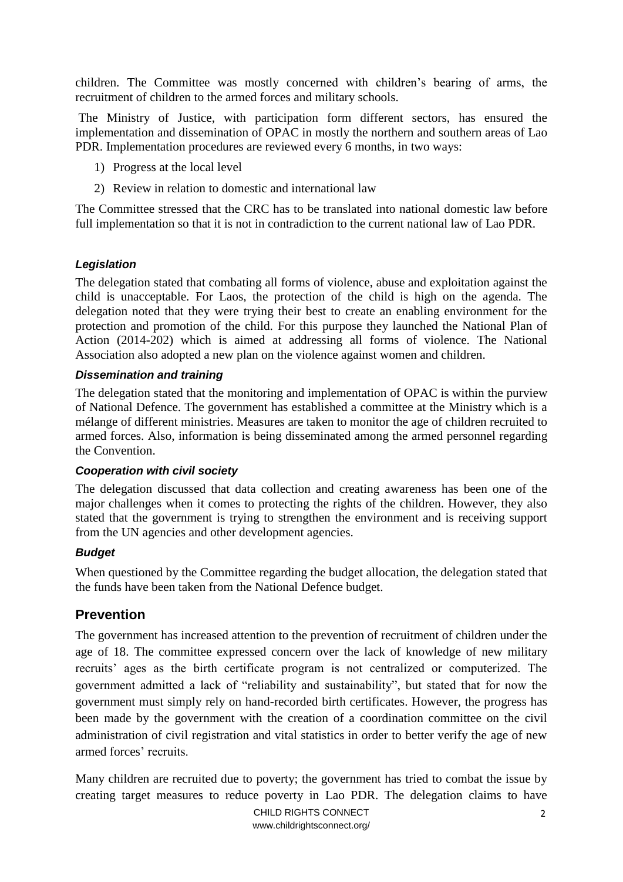children. The Committee was mostly concerned with children's bearing of arms, the recruitment of children to the armed forces and military schools.

The Ministry of Justice, with participation form different sectors, has ensured the implementation and dissemination of OPAC in mostly the northern and southern areas of Lao PDR. Implementation procedures are reviewed every 6 months, in two ways:

1) Progress at the local level
2) Review in relation to domestic and international law

The Committee stressed that the CRC has to be translated into national domestic law before full implementation so that it is not in contradiction to the current national law of Lao PDR.

### *Legislation*

The delegation stated that combating all forms of violence, abuse and exploitation against the child is unacceptable. For Laos, the protection of the child is high on the agenda. The delegation noted that they were trying their best to create an enabling environment for the protection and promotion of the child. For this purpose they launched the National Plan of Action (2014-202) which is aimed at addressing all forms of violence. The National Association also adopted a new plan on the violence against women and children.

### *Dissemination and training*

The delegation stated that the monitoring and implementation of OPAC is within the purview of National Defence. The government has established a committee at the Ministry which is a mélange of different ministries. Measures are taken to monitor the age of children recruited to armed forces. Also, information is being disseminated among the armed personnel regarding the Convention.

### *Cooperation with civil society*

The delegation discussed that data collection and creating awareness has been one of the major challenges when it comes to protecting the rights of the children. However, they also stated that the government is trying to strengthen the environment and is receiving support from the UN agencies and other development agencies.

### *Budget*

When questioned by the Committee regarding the budget allocation, the delegation stated that the funds have been taken from the National Defence budget.

## Prevention

The government has increased attention to the prevention of recruitment of children under the age of 18. The committee expressed concern over the lack of knowledge of new military recruits' ages as the birth certificate program is not centralized or computerized. The government admitted a lack of "reliability and sustainability", but stated that for now the government must simply rely on hand-recorded birth certificates. However, the progress has been made by the government with the creation of a coordination committee on the civil administration of civil registration and vital statistics in order to better verify the age of new armed forces' recruits.

Many children are recruited due to poverty; the government has tried to combat the issue by creating target measures to reduce poverty in Lao PDR. The delegation claims to have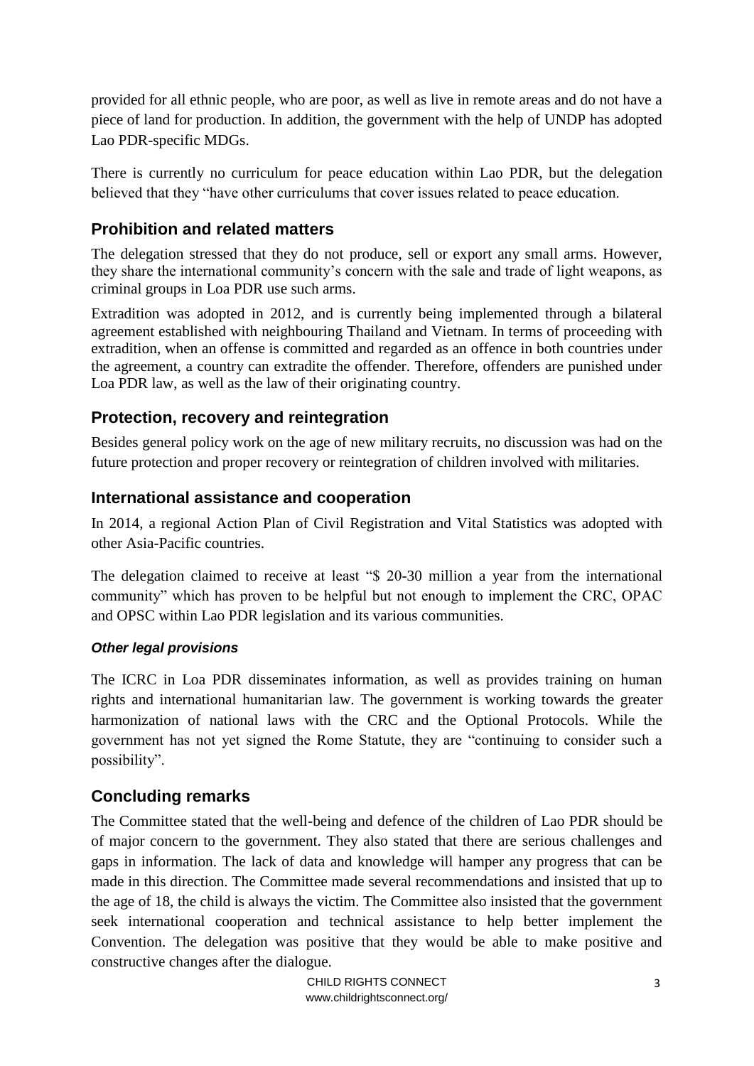provided for all ethnic people, who are poor, as well as live in remote areas and do not have a piece of land for production. In addition, the government with the help of UNDP has adopted Lao PDR-specific MDGs.

There is currently no curriculum for peace education within Lao PDR, but the delegation believed that they "have other curriculums that cover issues related to peace education.

## Prohibition and related matters

The delegation stressed that they do not produce, sell or export any small arms. However, they share the international community's concern with the sale and trade of light weapons, as criminal groups in Loa PDR use such arms.

Extradition was adopted in 2012, and is currently being implemented through a bilateral agreement established with neighbouring Thailand and Vietnam. In terms of proceeding with extradition, when an offense is committed and regarded as an offence in both countries under the agreement, a country can extradite the offender. Therefore, offenders are punished under Loa PDR law, as well as the law of their originating country.

## Protection, recovery and reintegration

Besides general policy work on the age of new military recruits, no discussion was had on the future protection and proper recovery or reintegration of children involved with militaries.

## International assistance and cooperation

In 2014, a regional Action Plan of Civil Registration and Vital Statistics was adopted with other Asia-Pacific countries.

The delegation claimed to receive at least "$ 20-30 million a year from the international community" which has proven to be helpful but not enough to implement the CRC, OPAC and OPSC within Lao PDR legislation and its various communities.

### *Other legal provisions*

The ICRC in Loa PDR disseminates information, as well as provides training on human rights and international humanitarian law. The government is working towards the greater harmonization of national laws with the CRC and the Optional Protocols. While the government has not yet signed the Rome Statute, they are "continuing to consider such a possibility".

## Concluding remarks

The Committee stated that the well-being and defence of the children of Lao PDR should be of major concern to the government. They also stated that there are serious challenges and gaps in information. The lack of data and knowledge will hamper any progress that can be made in this direction. The Committee made several recommendations and insisted that up to the age of 18, the child is always the victim. The Committee also insisted that the government seek international cooperation and technical assistance to help better implement the Convention. The delegation was positive that they would be able to make positive and constructive changes after the dialogue.